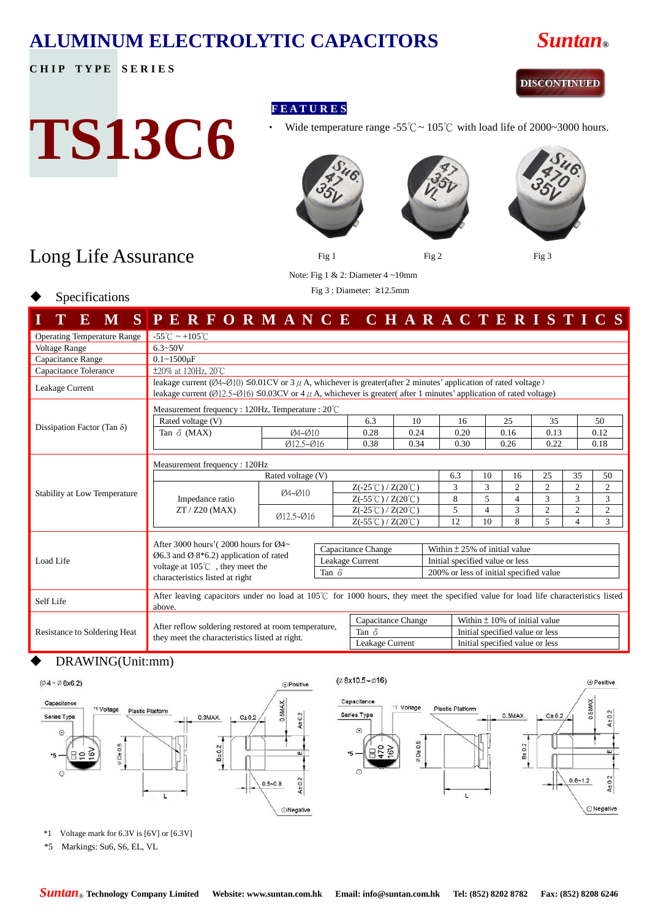# ALUMINUM ELECTROLYTIC CAPACITORS

Suntan®

**CHIP TYPE SERIES**

DISCONTINUED

# TS13C6

## FEATURES

- Wide temperature range -55℃ ~ 105℃ with load life of 2000~3000 hours.

Fig 1　Fig 2　Fig 3

## Long Life Assurance

Note: Fig 1 & 2: Diameter 4 ~10mm

Fig 3 : Diameter: ≥12.5mm

### ◆ Specifications

| ITEMS | PERFORMANCE CHARACTERISTICS |
|---|---|
| Operating Temperature Range | -55℃ ~ +105℃ |
| Voltage Range | 6.3~50V |
| Capacitance Range | 0.1~1500μF |
| Capacitance Tolerance | ±20% at 120Hz, 20℃ |
| Leakage Current | leakage current (Ø4~Ø10) ≤0.01CV or 3 μA, whichever is greater(after 2 minutes' application of rated voltage)<br>leakage current (Ø12.5~Ø16) ≤0.03CV or 4 μA, whichever is greater( after 1 minutes' application of rated voltage) |
| Dissipation Factor (Tan δ) | Measurement frequency : 120Hz, Temperature : 20℃ (see table below) |
| Stability at Low Temperature | Measurement frequency : 120Hz (see table below) |
| Load Life | After 3000 hours'( 2000 hours for Ø4~Ø6.3 and Ø 8*6.2) application of rated voltage at 105℃, they meet the characteristics listed at right (see table below) |
| Self Life | After leaving capacitors under no load at 105℃ for 1000 hours, they meet the specified value for load life characteristics listed above. |
| Resistance to Soldering Heat | After reflow soldering restored at room temperature, they meet the characteristics listed at right. (see table below) |

**Dissipation Factor (Tan δ)** — Measurement frequency : 120Hz, Temperature : 20℃

| Rated voltage (V) | | 6.3 | 10 | 16 | 25 | 35 | 50 |
|---|---|---|---|---|---|---|---|
| Tan δ (MAX) | Ø4~Ø10 | 0.28 | 0.24 | 0.20 | 0.16 | 0.13 | 0.12 |
| | Ø12.5~Ø16 | 0.38 | 0.34 | 0.30 | 0.26 | 0.22 | 0.18 |

**Stability at Low Temperature** — Measurement frequency : 120Hz

| Rated voltage (V) | | | 6.3 | 10 | 16 | 25 | 35 | 50 |
|---|---|---|---|---|---|---|---|---|
| Impedance ratio ZT / Z20 (MAX) | Ø4~Ø10 | Z(-25℃) / Z(20℃) | 3 | 3 | 2 | 2 | 2 | 2 |
| | | Z(-55℃) / Z(20℃) | 8 | 5 | 4 | 3 | 3 | 3 |
| | Ø12.5~Ø16 | Z(-25℃) / Z(20℃) | 5 | 4 | 3 | 2 | 2 | 2 |
| | | Z(-55℃) / Z(20℃) | 12 | 10 | 8 | 5 | 4 | 3 |

**Load Life**

| Capacitance Change | Within ± 25% of initial value |
|---|---|
| Leakage Current | Initial specified value or less |
| Tan δ | 200% or less of initial specified value |

**Resistance to Soldering Heat**

| Capacitance Change | Within ± 10% of initial value |
|---|---|
| Tan δ | Initial specified value or less |
| Leakage Current | Initial specified value or less |

### ◆ DRAWING(Unit:mm)

(Ø4 ~ Ø 8x6.2)　　(Ø 8x10.5 ~ Ø16)

*1　Voltage mark for 6.3V is [6V] or [6.3V]

*5　Markings: Su6, S6, EL, VL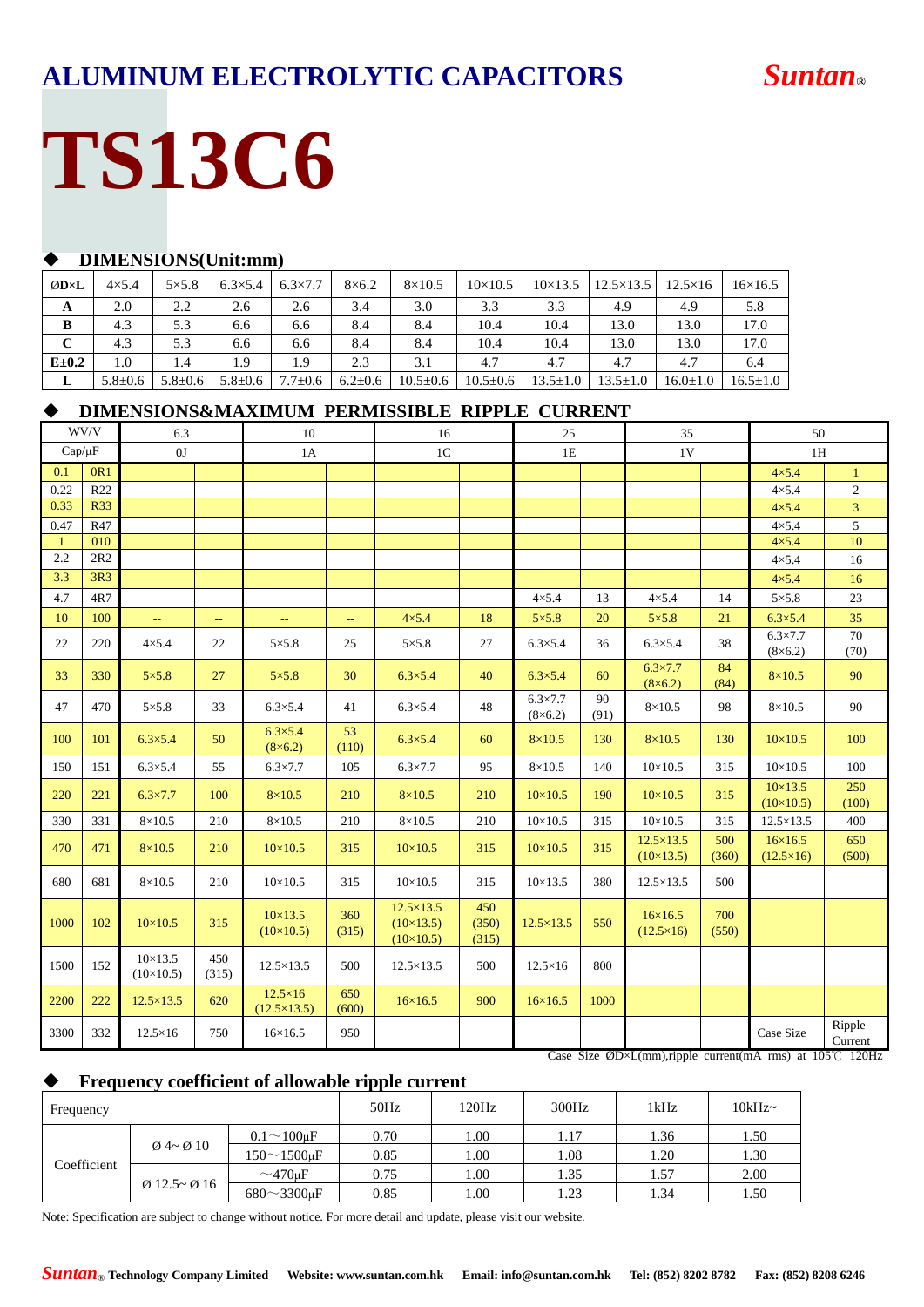# ALUMINUM ELECTROLYTIC CAPACITORS

*Suntan*®

# TS13C6

## ◆ DIMENSIONS(Unit:mm)

| ØD×L | 4×5.4 | 5×5.8 | 6.3×5.4 | 6.3×7.7 | 8×6.2 | 8×10.5 | 10×10.5 | 10×13.5 | 12.5×13.5 | 12.5×16 | 16×16.5 |
|---|---|---|---|---|---|---|---|---|---|---|---|
| A | 2.0 | 2.2 | 2.6 | 2.6 | 3.4 | 3.0 | 3.3 | 3.3 | 4.9 | 4.9 | 5.8 |
| B | 4.3 | 5.3 | 6.6 | 6.6 | 8.4 | 8.4 | 10.4 | 10.4 | 13.0 | 13.0 | 17.0 |
| C | 4.3 | 5.3 | 6.6 | 6.6 | 8.4 | 8.4 | 10.4 | 10.4 | 13.0 | 13.0 | 17.0 |
| E±0.2 | 1.0 | 1.4 | 1.9 | 1.9 | 2.3 | 3.1 | 4.7 | 4.7 | 4.7 | 4.7 | 6.4 |
| L | 5.8±0.6 | 5.8±0.6 | 5.8±0.6 | 7.7±0.6 | 6.2±0.6 | 10.5±0.6 | 10.5±0.6 | 13.5±1.0 | 13.5±1.0 | 16.0±1.0 | 16.5±1.0 |

## ◆ DIMENSIONS&MAXIMUM PERMISSIBLE RIPPLE CURRENT

| WV/V | | 6.3 | | 10 | | 16 | | 25 | | 35 | | 50 | |
|---|---|---|---|---|---|---|---|---|---|---|---|---|---|
| Cap/μF | | 0J | | 1A | | 1C | | 1E | | 1V | | 1H | |
| 0.1 | 0R1 | | | | | | | | | | | 4×5.4 | 1 |
| 0.22 | R22 | | | | | | | | | | | 4×5.4 | 2 |
| 0.33 | R33 | | | | | | | | | | | 4×5.4 | 3 |
| 0.47 | R47 | | | | | | | | | | | 4×5.4 | 5 |
| 1 | 010 | | | | | | | | | | | 4×5.4 | 10 |
| 2.2 | 2R2 | | | | | | | | | | | 4×5.4 | 16 |
| 3.3 | 3R3 | | | | | | | | | | | 4×5.4 | 16 |
| 4.7 | 4R7 | | | | | | | 4×5.4 | 13 | 4×5.4 | 14 | 5×5.8 | 23 |
| 10 | 100 | -- | -- | -- | -- | 4×5.4 | 18 | 5×5.8 | 20 | 5×5.8 | 21 | 6.3×5.4 | 35 |
| 22 | 220 | 4×5.4 | 22 | 5×5.8 | 25 | 5×5.8 | 27 | 6.3×5.4 | 36 | 6.3×5.4 | 38 | 6.3×7.7 (8×6.2) | 70 (70) |
| 33 | 330 | 5×5.8 | 27 | 5×5.8 | 30 | 6.3×5.4 | 40 | 6.3×5.4 | 60 | 6.3×7.7 (8×6.2) | 84 (84) | 8×10.5 | 90 |
| 47 | 470 | 5×5.8 | 33 | 6.3×5.4 | 41 | 6.3×5.4 | 48 | 6.3×7.7 (8×6.2) | 90 (91) | 8×10.5 | 98 | 8×10.5 | 90 |
| 100 | 101 | 6.3×5.4 | 50 | 6.3×5.4 (8×6.2) | 53 (110) | 6.3×5.4 | 60 | 8×10.5 | 130 | 8×10.5 | 130 | 10×10.5 | 100 |
| 150 | 151 | 6.3×5.4 | 55 | 6.3×7.7 | 105 | 6.3×7.7 | 95 | 8×10.5 | 140 | 10×10.5 | 315 | 10×10.5 | 100 |
| 220 | 221 | 6.3×7.7 | 100 | 8×10.5 | 210 | 8×10.5 | 210 | 10×10.5 | 190 | 10×10.5 | 315 | 10×13.5 (10×10.5) | 250 (100) |
| 330 | 331 | 8×10.5 | 210 | 8×10.5 | 210 | 8×10.5 | 210 | 10×10.5 | 315 | 10×10.5 | 315 | 12.5×13.5 | 400 |
| 470 | 471 | 8×10.5 | 210 | 10×10.5 | 315 | 10×10.5 | 315 | 10×10.5 | 315 | 12.5×13.5 (10×13.5) | 500 (360) | 16×16.5 (12.5×16) | 650 (500) |
| 680 | 681 | 8×10.5 | 210 | 10×10.5 | 315 | 10×10.5 | 315 | 10×13.5 | 380 | 12.5×13.5 | 500 | | |
| 1000 | 102 | 10×10.5 | 315 | 10×13.5 (10×10.5) | 360 (315) | 12.5×13.5 (10×13.5) (10×10.5) | 450 (350) (315) | 12.5×13.5 | 550 | 16×16.5 (12.5×16) | 700 (550) | | |
| 1500 | 152 | 10×13.5 (10×10.5) | 450 (315) | 12.5×13.5 | 500 | 12.5×13.5 | 500 | 12.5×16 | 800 | | | | |
| 2200 | 222 | 12.5×13.5 | 620 | 12.5×16 (12.5×13.5) | 650 (600) | 16×16.5 | 900 | 16×16.5 | 1000 | | | | |
| 3300 | 332 | 12.5×16 | 750 | 16×16.5 | 950 | | | | | | | Case Size | Ripple Current |

Case Size ØD×L(mm),ripple current(mA rms) at 105℃ 120Hz

## ◆ Frequency coefficient of allowable ripple current

| Frequency | | | 50Hz | 120Hz | 300Hz | 1kHz | 10kHz~ |
|---|---|---|---|---|---|---|---|
| Coefficient | Ø 4~ Ø 10 | 0.1～100μF | 0.70 | 1.00 | 1.17 | 1.36 | 1.50 |
| | | 150～1500μF | 0.85 | 1.00 | 1.08 | 1.20 | 1.30 |
| | Ø 12.5~ Ø 16 | ～470μF | 0.75 | 1.00 | 1.35 | 1.57 | 2.00 |
| | | 680～3300μF | 0.85 | 1.00 | 1.23 | 1.34 | 1.50 |

Note: Specification are subject to change without notice. For more detail and update, please visit our website.

*Suntan*® Technology Company Limited Website: www.suntan.com.hk Email: info@suntan.com.hk Tel: (852) 8202 8782 Fax: (852) 8208 6246